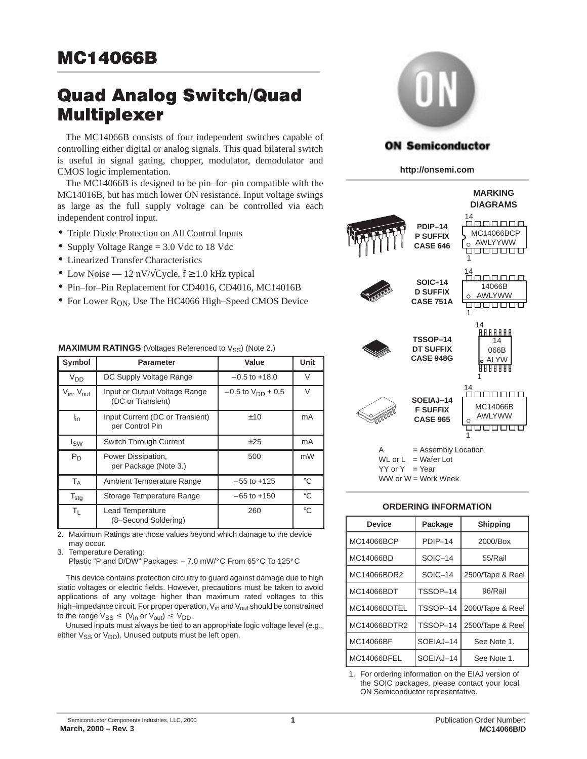# MC14066B

# Quad Analog Switch/Quad Multiplexer

The MC14066B consists of four independent switches capable of controlling either digital or analog signals. This quad bilateral switch is useful in signal gating, chopper, modulator, demodulator and CMOS logic implementation.

The MC14066B is designed to be pin–for–pin compatible with the MC14016B, but has much lower ON resistance. Input voltage swings as large as the full supply voltage can be controlled via each independent control input.

- Triple Diode Protection on All Control Inputs
- Supply Voltage Range = 3.0 Vdc to 18 Vdc
- Linearized Transfer Characteristics
- Low Noise — 12 nV/$\sqrt{\text{Cycle}}$, f ≥ 1.0 kHz typical
- Pin–for–Pin Replacement for CD4016, CD4016, MC14016B
- For Lower $R_{ON}$, Use The HC4066 High–Speed CMOS Device

**MAXIMUM RATINGS** (Voltages Referenced to $V_{SS}$) (Note 2.)

| Symbol | Parameter | Value | Unit |
|---|---|---|---|
| $V_{DD}$ | DC Supply Voltage Range | –0.5 to +18.0 | V |
| $V_{in}$, $V_{out}$ | Input or Output Voltage Range (DC or Transient) | –0.5 to $V_{DD}$ + 0.5 | V |
| $I_{in}$ | Input Current (DC or Transient) per Control Pin | ±10 | mA |
| $I_{SW}$ | Switch Through Current | ±25 | mA |
| $P_D$ | Power Dissipation, per Package (Note 3.) | 500 | mW |
| $T_A$ | Ambient Temperature Range | –55 to +125 | °C |
| $T_{stg}$ | Storage Temperature Range | –65 to +150 | °C |
| $T_L$ | Lead Temperature (8–Second Soldering) | 260 | °C |

2. Maximum Ratings are those values beyond which damage to the device may occur.
3. Temperature Derating:
   Plastic "P and D/DW" Packages: – 7.0 mW/°C From 65°C To 125°C

This device contains protection circuitry to guard against damage due to high static voltages or electric fields. However, precautions must be taken to avoid applications of any voltage higher than maximum rated voltages to this high–impedance circuit. For proper operation, $V_{in}$ and $V_{out}$ should be constrained to the range $V_{SS} \leq (V_{in}$ or $V_{out}) \leq V_{DD}$.

Unused inputs must always be tied to an appropriate logic voltage level (e.g., either $V_{SS}$ or $V_{DD}$). Unused outputs must be left open.

**ON Semiconductor**

http://onsemi.com

**MARKING DIAGRAMS**

| Package | Marking |
|---|---|
| PDIP–14, P SUFFIX, CASE 646 | MC14066BCP AWLYYWW |
| SOIC–14, D SUFFIX, CASE 751A | 14066B AWLYWW |
| TSSOP–14, DT SUFFIX, CASE 948G | 14 066B ALYW |
| SOEIAJ–14, F SUFFIX, CASE 965 | MC14066B AWLYWW |

A = Assembly Location
WL or L = Wafer Lot
YY or Y = Year
WW or W = Work Week

**ORDERING INFORMATION**

| Device | Package | Shipping |
|---|---|---|
| MC14066BCP | PDIP–14 | 2000/Box |
| MC14066BD | SOIC–14 | 55/Rail |
| MC14066BDR2 | SOIC–14 | 2500/Tape & Reel |
| MC14066BDT | TSSOP–14 | 96/Rail |
| MC14066BDTEL | TSSOP–14 | 2000/Tape & Reel |
| MC14066BDTR2 | TSSOP–14 | 2500/Tape & Reel |
| MC14066BF | SOEIAJ–14 | See Note 1. |
| MC14066BFEL | SOEIAJ–14 | See Note 1. |

1. For ordering information on the EIAJ version of the SOIC packages, please contact your local ON Semiconductor representative.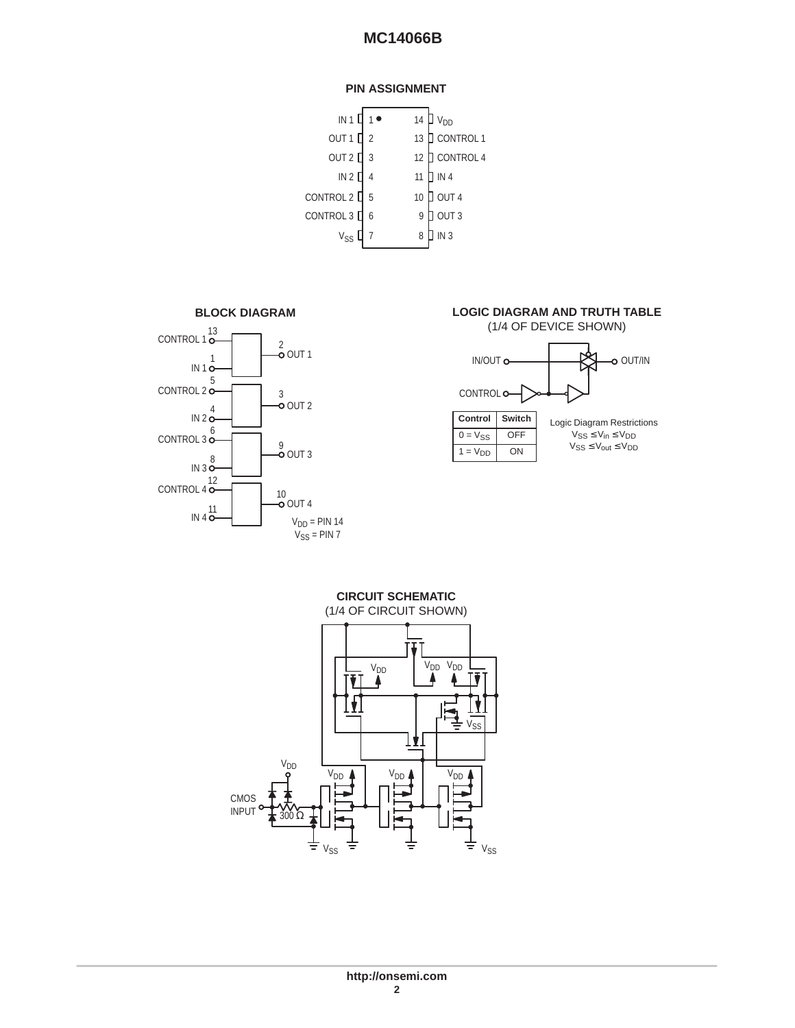## PIN ASSIGNMENT

| Pin | Name | Pin | Name |
|---|---|---|---|
| 1 | IN 1 | 14 | $V_{DD}$ |
| 2 | OUT 1 | 13 | CONTROL 1 |
| 3 | OUT 2 | 12 | CONTROL 4 |
| 4 | IN 2 | 11 | IN 4 |
| 5 | CONTROL 2 | 10 | OUT 4 |
| 6 | CONTROL 3 | 9 | OUT 3 |
| 7 | $V_{SS}$ | 8 | IN 3 |

## BLOCK DIAGRAM

CONTROL 1 (13), IN 1 (1) → OUT 1 (2)
CONTROL 2 (5), IN 2 (4) → OUT 2 (3)
CONTROL 3 (6), IN 3 (8) → OUT 3 (9)
CONTROL 4 (12), IN 4 (11) → OUT 4 (10)

$V_{DD}$ = PIN 14
$V_{SS}$ = PIN 7

## LOGIC DIAGRAM AND TRUTH TABLE

(1/4 OF DEVICE SHOWN)

IN/OUT, CONTROL, OUT/IN

| Control | Switch |
|---|---|
| 0 = $V_{SS}$ | OFF |
| 1 = $V_{DD}$ | ON |

Logic Diagram Restrictions
$V_{SS} \leq V_{in} \leq V_{DD}$
$V_{SS} \leq V_{out} \leq V_{DD}$

## CIRCUIT SCHEMATIC

(1/4 OF CIRCUIT SHOWN)

CMOS INPUT, 300 Ω, $V_{DD}$, $V_{SS}$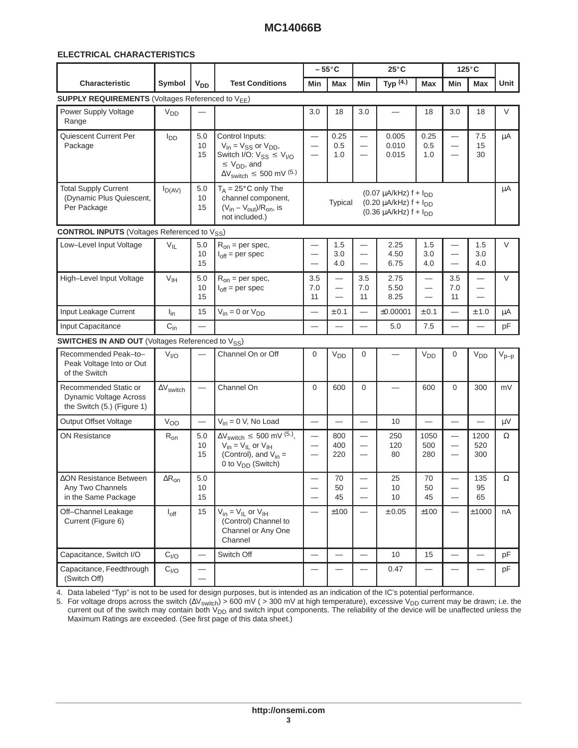## ELECTRICAL CHARACTERISTICS

| Characteristic | Symbol | $V_{DD}$ | Test Conditions | – 55°C Min | – 55°C Max | 25°C Min | 25°C Typ (4.) | 25°C Max | 125°C Min | 125°C Max | Unit |
|---|---|---|---|---|---|---|---|---|---|---|---|
| **SUPPLY REQUIREMENTS** (Voltages Referenced to $V_{EE}$) | | | | | | | | | | | |
| Power Supply Voltage Range | $V_{DD}$ | — | | 3.0 | 18 | 3.0 | — | 18 | 3.0 | 18 | V |
| Quiescent Current Per Package | $I_{DD}$ | 5.0<br>10<br>15 | Control Inputs: $V_{in} = V_{SS}$ or $V_{DD}$, Switch I/O: $V_{SS} \leq V_{I/O} \leq V_{DD}$, and $\Delta V_{switch} \leq 500$ mV (5.) | —<br>—<br>— | 0.25<br>0.5<br>1.0 | —<br>—<br>— | 0.005<br>0.010<br>0.015 | 0.25<br>0.5<br>1.0 | —<br>—<br>— | 7.5<br>15<br>30 | µA |
| Total Supply Current (Dynamic Plus Quiescent, Per Package | $I_{D(AV)}$ | 5.0<br>10<br>15 | $T_A = 25°C$ only The channel component, $(V_{in} - V_{out})/R_{on}$, is not included.) | Typical | | | (0.07 µA/kHz) f + $I_{DD}$<br>(0.20 µA/kHz) f + $I_{DD}$<br>(0.36 µA/kHz) f + $I_{DD}$ | | | | µA |
| **CONTROL INPUTS** (Voltages Referenced to $V_{SS}$) | | | | | | | | | | | |
| Low–Level Input Voltage | $V_{IL}$ | 5.0<br>10<br>15 | $R_{on}$ = per spec, $I_{off}$ = per spec | —<br>—<br>— | 1.5<br>3.0<br>4.0 | —<br>—<br>— | 2.25<br>4.50<br>6.75 | 1.5<br>3.0<br>4.0 | —<br>—<br>— | 1.5<br>3.0<br>4.0 | V |
| High–Level Input Voltage | $V_{IH}$ | 5.0<br>10<br>15 | $R_{on}$ = per spec, $I_{off}$ = per spec | 3.5<br>7.0<br>11 | —<br>—<br>— | 3.5<br>7.0<br>11 | 2.75<br>5.50<br>8.25 | —<br>—<br>— | 3.5<br>7.0<br>11 | —<br>—<br>— | V |
| Input Leakage Current | $I_{in}$ | 15 | $V_{in} = 0$ or $V_{DD}$ | — | ± 0.1 | — | ±0.00001 | ± 0.1 | — | ± 1.0 | µA |
| Input Capacitance | $C_{in}$ | — | | — | — | — | 5.0 | 7.5 | — | — | pF |
| **SWITCHES IN AND OUT** (Voltages Referenced to $V_{SS}$) | | | | | | | | | | | |
| Recommended Peak–to–Peak Voltage Into or Out of the Switch | $V_{I/O}$ | — | Channel On or Off | 0 | $V_{DD}$ | 0 | — | $V_{DD}$ | 0 | $V_{DD}$ | $V_{p-p}$ |
| Recommended Static or Dynamic Voltage Across the Switch (5.) (Figure 1) | $\Delta V_{switch}$ | — | Channel On | 0 | 600 | 0 | — | 600 | 0 | 300 | mV |
| Output Offset Voltage | $V_{OO}$ | — | $V_{in}$ = 0 V, No Load | — | — | — | 10 | — | — | — | µV |
| ON Resistance | $R_{on}$ | 5.0<br>10<br>15 | $\Delta V_{switch} \leq 500$ mV (5.), $V_{in} = V_{IL}$ or $V_{IH}$ (Control), and $V_{in}$ = 0 to $V_{DD}$ (Switch) | —<br>—<br>— | 800<br>400<br>220 | —<br>—<br>— | 250<br>120<br>80 | 1050<br>500<br>280 | —<br>—<br>— | 1200<br>520<br>300 | Ω |
| ΔON Resistance Between Any Two Channels in the Same Package | $\Delta R_{on}$ | 5.0<br>10<br>15 | | —<br>—<br>— | 70<br>50<br>45 | —<br>—<br>— | 25<br>10<br>10 | 70<br>50<br>45 | —<br>—<br>— | 135<br>95<br>65 | Ω |
| Off–Channel Leakage Current (Figure 6) | $I_{off}$ | 15 | $V_{in} = V_{IL}$ or $V_{IH}$ (Control) Channel to Channel or Any One Channel | — | ±100 | — | ± 0.05 | ±100 | — | ±1000 | nA |
| Capacitance, Switch I/O | $C_{I/O}$ | — | Switch Off | — | — | — | 10 | 15 | — | — | pF |
| Capacitance, Feedthrough (Switch Off) | $C_{I/O}$ | — | | — | — | — | 0.47 | — | — | — | pF |

4. Data labeled "Typ" is not to be used for design purposes, but is intended as an indication of the IC's potential performance.
5. For voltage drops across the switch ($\Delta V_{switch}$) > 600 mV ( > 300 mV at high temperature), excessive $V_{DD}$ current may be drawn; i.e. the current out of the switch may contain both $V_{DD}$ and switch input components. The reliability of the device will be unaffected unless the Maximum Ratings are exceeded. (See first page of this data sheet.)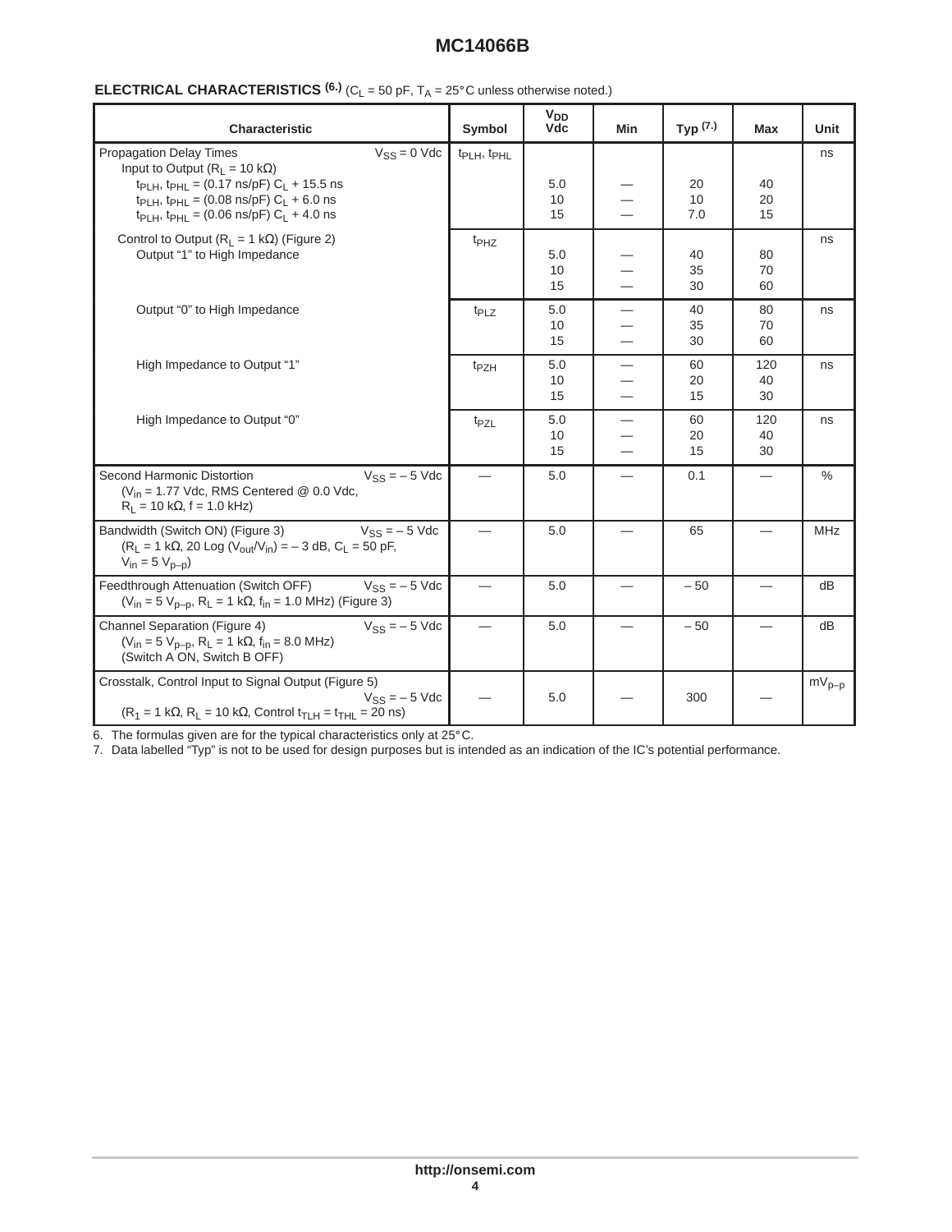**ELECTRICAL CHARACTERISTICS** [6.] ($C_L$ = 50 pF, $T_A$ = 25°C unless otherwise noted.)

| Characteristic | Symbol | $V_{DD}$ Vdc | Min | Typ [7.] | Max | Unit |
|---|---|---|---|---|---|---|
| Propagation Delay Times $V_{SS}$ = 0 Vdc<br>Input to Output ($R_L$ = 10 kΩ)<br>$t_{PLH}$, $t_{PHL}$ = (0.17 ns/pF) $C_L$ + 15.5 ns<br>$t_{PLH}$, $t_{PHL}$ = (0.08 ns/pF) $C_L$ + 6.0 ns<br>$t_{PLH}$, $t_{PHL}$ = (0.06 ns/pF) $C_L$ + 4.0 ns | $t_{PLH}$, $t_{PHL}$ | <br><br>5.0<br>10<br>15 | <br><br>—<br>—<br>— | <br><br>20<br>10<br>7.0 | <br><br>40<br>20<br>15 | ns |
| Control to Output ($R_L$ = 1 kΩ) (Figure 2)<br>Output "1" to High Impedance | $t_{PHZ}$ | <br>5.0<br>10<br>15 | <br>—<br>—<br>— | <br>40<br>35<br>30 | <br>80<br>70<br>60 | ns |
| Output "0" to High Impedance | $t_{PLZ}$ | 5.0<br>10<br>15 | —<br>—<br>— | 40<br>35<br>30 | 80<br>70<br>60 | ns |
| High Impedance to Output "1" | $t_{PZH}$ | 5.0<br>10<br>15 | —<br>—<br>— | 60<br>20<br>15 | 120<br>40<br>30 | ns |
| High Impedance to Output "0" | $t_{PZL}$ | 5.0<br>10<br>15 | —<br>—<br>— | 60<br>20<br>15 | 120<br>40<br>30 | ns |
| Second Harmonic Distortion $V_{SS}$ = – 5 Vdc<br>($V_{in}$ = 1.77 Vdc, RMS Centered @ 0.0 Vdc,<br>$R_L$ = 10 kΩ, f = 1.0 kHz) | — | 5.0 | — | 0.1 | — | % |
| Bandwidth (Switch ON) (Figure 3) $V_{SS}$ = – 5 Vdc<br>($R_L$ = 1 kΩ, 20 Log ($V_{out}$/$V_{in}$) = – 3 dB, $C_L$ = 50 pF,<br>$V_{in}$ = 5 $V_{p-p}$) | — | 5.0 | — | 65 | — | MHz |
| Feedthrough Attenuation (Switch OFF) $V_{SS}$ = – 5 Vdc<br>($V_{in}$ = 5 $V_{p-p}$, $R_L$ = 1 kΩ, $f_{in}$ = 1.0 MHz) (Figure 3) | — | 5.0 | — | – 50 | — | dB |
| Channel Separation (Figure 4) $V_{SS}$ = – 5 Vdc<br>($V_{in}$ = 5 $V_{p-p}$, $R_L$ = 1 kΩ, $f_{in}$ = 8.0 MHz)<br>(Switch A ON, Switch B OFF) | — | 5.0 | — | – 50 | — | dB |
| Crosstalk, Control Input to Signal Output (Figure 5)<br>$V_{SS}$ = – 5 Vdc<br>($R_1$ = 1 kΩ, $R_L$ = 10 kΩ, Control $t_{TLH}$ = $t_{THL}$ = 20 ns) | — | 5.0 | — | 300 | — | $mV_{p-p}$ |

6. The formulas given are for the typical characteristics only at 25°C.
7. Data labelled "Typ" is not to be used for design purposes but is intended as an indication of the IC's potential performance.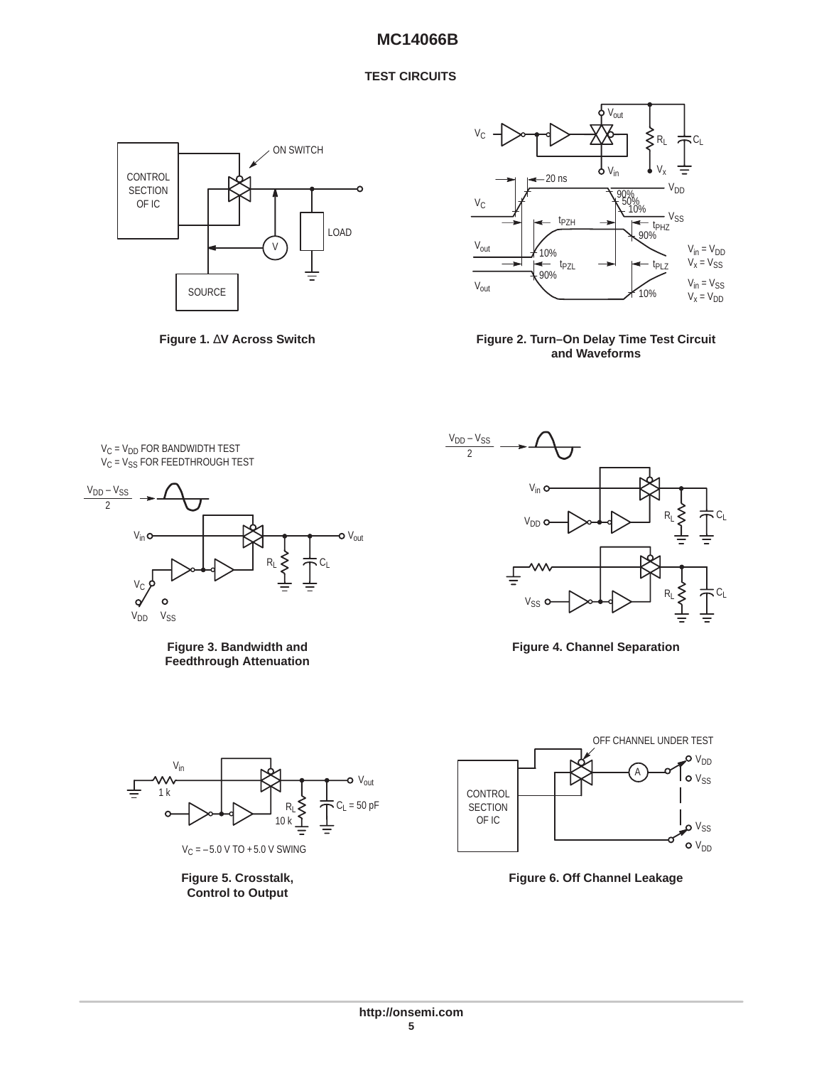## TEST CIRCUITS

Figure 1. ΔV Across Switch

Figure 2. Turn–On Delay Time Test Circuit and Waveforms

Figure 3. Bandwidth and Feedthrough Attenuation

Figure 4. Channel Separation

Figure 5. Crosstalk, Control to Output

Figure 6. Off Channel Leakage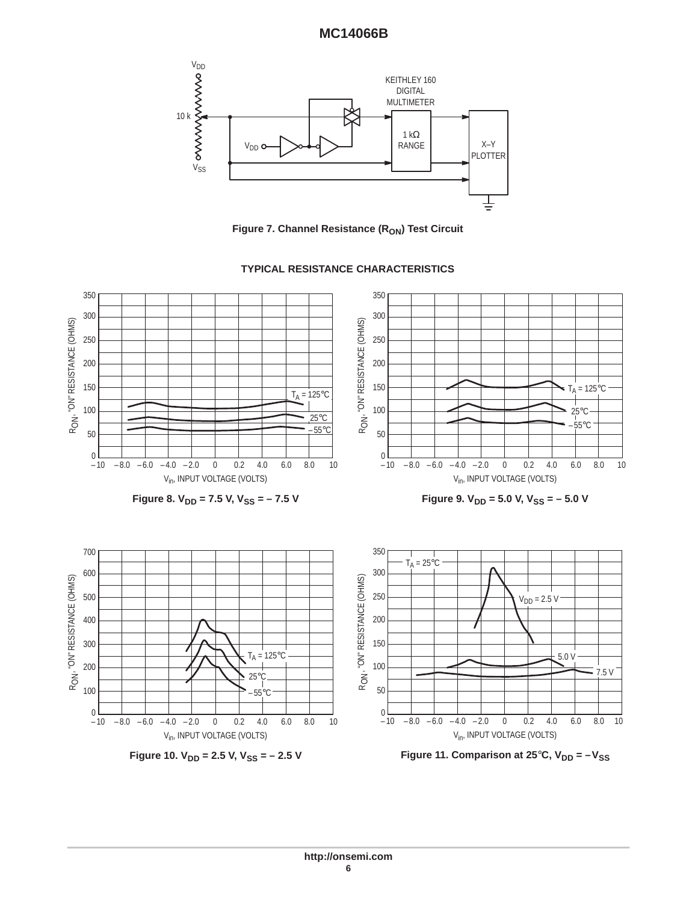Figure 7. Channel Resistance ($R_{ON}$) Test Circuit

## TYPICAL RESISTANCE CHARACTERISTICS

Figure 8. $V_{DD}$ = 7.5 V, $V_{SS}$ = – 7.5 V

Figure 9. $V_{DD}$ = 5.0 V, $V_{SS}$ = – 5.0 V

Figure 10. $V_{DD}$ = 2.5 V, $V_{SS}$ = – 2.5 V

Figure 11. Comparison at 25°C, $V_{DD}$ = $-V_{SS}$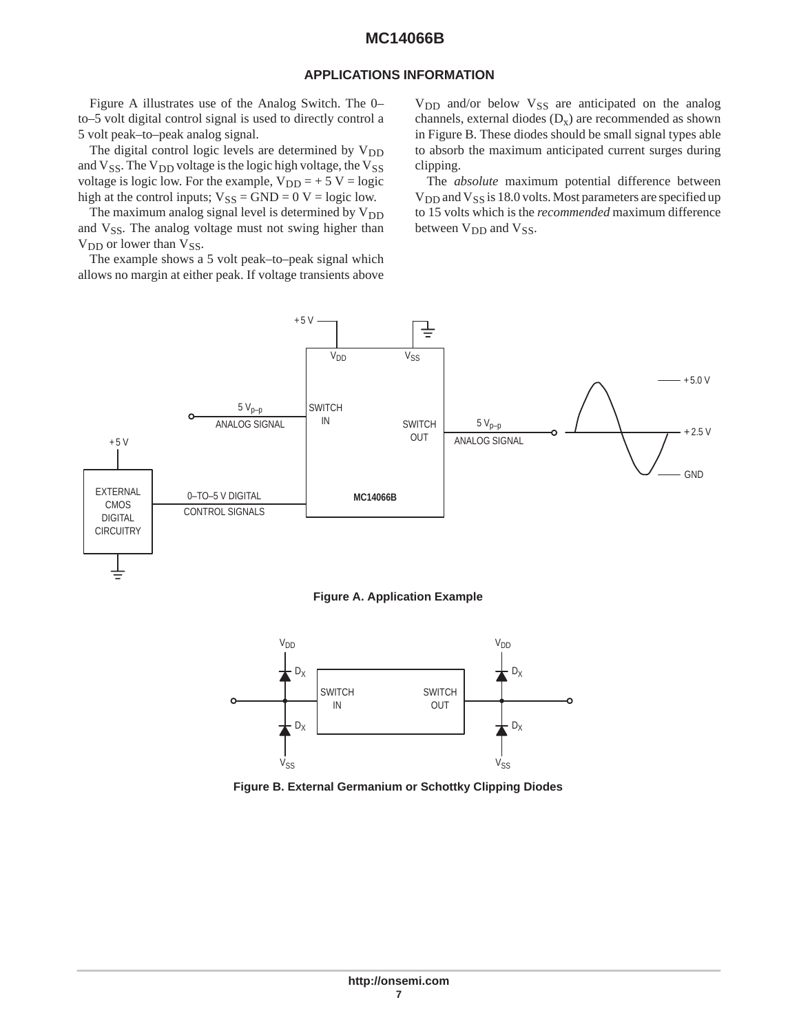## APPLICATIONS INFORMATION

Figure A illustrates use of the Analog Switch. The 0–to–5 volt digital control signal is used to directly control a 5 volt peak–to–peak analog signal.

The digital control logic levels are determined by $V_{DD}$ and $V_{SS}$. The $V_{DD}$ voltage is the logic high voltage, the $V_{SS}$ voltage is logic low. For the example, $V_{DD}$ = + 5 V = logic high at the control inputs; $V_{SS}$ = GND = 0 V = logic low.

The maximum analog signal level is determined by $V_{DD}$ and $V_{SS}$. The analog voltage must not swing higher than $V_{DD}$ or lower than $V_{SS}$.

The example shows a 5 volt peak–to–peak signal which allows no margin at either peak. If voltage transients above $V_{DD}$ and/or below $V_{SS}$ are anticipated on the analog channels, external diodes ($D_x$) are recommended as shown in Figure B. These diodes should be small signal types able to absorb the maximum anticipated current surges during clipping.

The *absolute* maximum potential difference between $V_{DD}$ and $V_{SS}$ is 18.0 volts. Most parameters are specified up to 15 volts which is the *recommended* maximum difference between $V_{DD}$ and $V_{SS}$.

**Figure A. Application Example**

**Figure B. External Germanium or Schottky Clipping Diodes**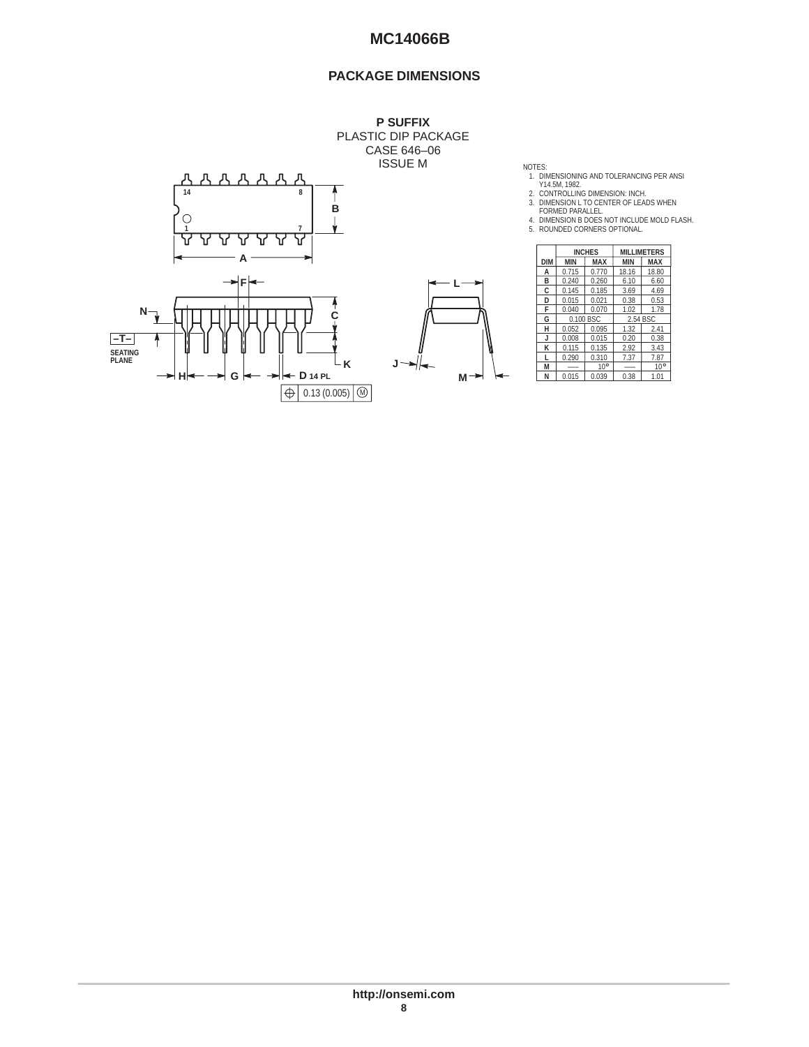## PACKAGE DIMENSIONS

**P SUFFIX**
PLASTIC DIP PACKAGE
CASE 646–06
ISSUE M

NOTES:
1. DIMENSIONING AND TOLERANCING PER ANSI Y14.5M, 1982.
2. CONTROLLING DIMENSION: INCH.
3. DIMENSION L TO CENTER OF LEADS WHEN FORMED PARALLEL.
4. DIMENSION B DOES NOT INCLUDE MOLD FLASH.
5. ROUNDED CORNERS OPTIONAL.

| DIM | INCHES | | MILLIMETERS | |
|---|---|---|---|---|
| | MIN | MAX | MIN | MAX |
| A | 0.715 | 0.770 | 18.16 | 18.80 |
| B | 0.240 | 0.260 | 6.10 | 6.60 |
| C | 0.145 | 0.185 | 3.69 | 4.69 |
| D | 0.015 | 0.021 | 0.38 | 0.53 |
| F | 0.040 | 0.070 | 1.02 | 1.78 |
| G | 0.100 BSC | | 2.54 BSC | |
| H | 0.052 | 0.095 | 1.32 | 2.41 |
| J | 0.008 | 0.015 | 0.20 | 0.38 |
| K | 0.115 | 0.135 | 2.92 | 3.43 |
| L | 0.290 | 0.310 | 7.37 | 7.87 |
| M | — | 10° | — | 10° |
| N | 0.015 | 0.039 | 0.38 | 1.01 |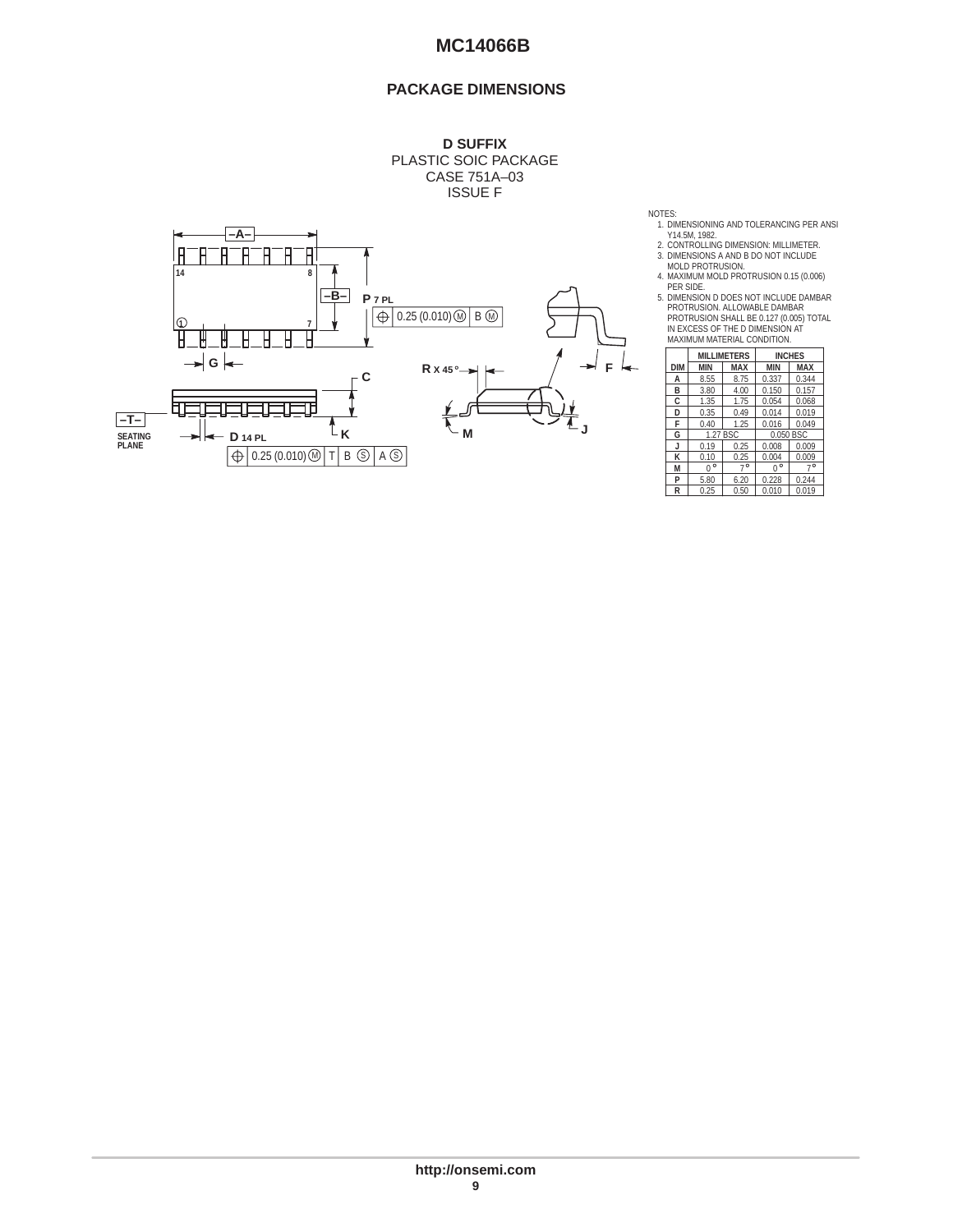## PACKAGE DIMENSIONS

**D SUFFIX**
PLASTIC SOIC PACKAGE
CASE 751A–03
ISSUE F

NOTES:
1. DIMENSIONING AND TOLERANCING PER ANSI Y14.5M, 1982.
2. CONTROLLING DIMENSION: MILLIMETER.
3. DIMENSIONS A AND B DO NOT INCLUDE MOLD PROTRUSION.
4. MAXIMUM MOLD PROTRUSION 0.15 (0.006) PER SIDE.
5. DIMENSION D DOES NOT INCLUDE DAMBAR PROTRUSION. ALLOWABLE DAMBAR PROTRUSION SHALL BE 0.127 (0.005) TOTAL IN EXCESS OF THE D DIMENSION AT MAXIMUM MATERIAL CONDITION.

| DIM | MILLIMETERS MIN | MILLIMETERS MAX | INCHES MIN | INCHES MAX |
|---|---|---|---|---|
| A | 8.55 | 8.75 | 0.337 | 0.344 |
| B | 3.80 | 4.00 | 0.150 | 0.157 |
| C | 1.35 | 1.75 | 0.054 | 0.068 |
| D | 0.35 | 0.49 | 0.014 | 0.019 |
| F | 0.40 | 1.25 | 0.016 | 0.049 |
| G | 1.27 BSC | | 0.050 BSC | |
| J | 0.19 | 0.25 | 0.008 | 0.009 |
| K | 0.10 | 0.25 | 0.004 | 0.009 |
| M | 0° | 7° | 0° | 7° |
| P | 5.80 | 6.20 | 0.228 | 0.244 |
| R | 0.25 | 0.50 | 0.010 | 0.019 |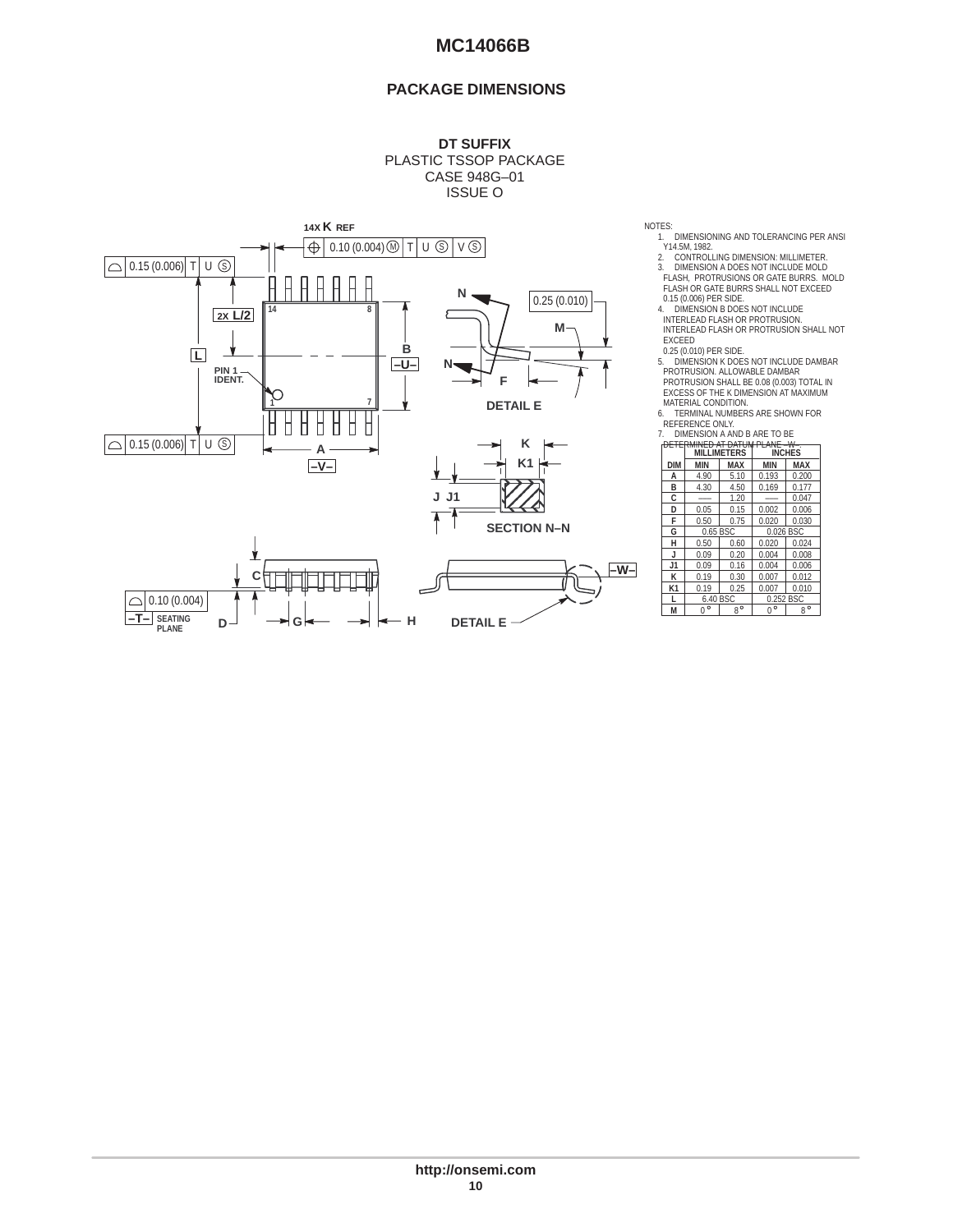## PACKAGE DIMENSIONS

**DT SUFFIX**
PLASTIC TSSOP PACKAGE
CASE 948G–01
ISSUE O

NOTES:
1. DIMENSIONING AND TOLERANCING PER ANSI Y14.5M, 1982.
2. CONTROLLING DIMENSION: MILLIMETER.
3. DIMENSION A DOES NOT INCLUDE MOLD FLASH, PROTRUSIONS OR GATE BURRS. MOLD FLASH OR GATE BURRS SHALL NOT EXCEED 0.15 (0.006) PER SIDE.
4. DIMENSION B DOES NOT INCLUDE INTERLEAD FLASH OR PROTRUSION. INTERLEAD FLASH OR PROTRUSION SHALL NOT EXCEED 0.25 (0.010) PER SIDE.
5. DIMENSION K DOES NOT INCLUDE DAMBAR PROTRUSION. ALLOWABLE DAMBAR PROTRUSION SHALL BE 0.08 (0.003) TOTAL IN EXCESS OF THE K DIMENSION AT MAXIMUM MATERIAL CONDITION.
6. TERMINAL NUMBERS ARE SHOWN FOR REFERENCE ONLY.
7. DIMENSION A AND B ARE TO BE DETERMINED AT DATUM PLANE –W–.

| DIM | MILLIMETERS MIN | MILLIMETERS MAX | INCHES MIN | INCHES MAX |
|---|---|---|---|---|
| A | 4.90 | 5.10 | 0.193 | 0.200 |
| B | 4.30 | 4.50 | 0.169 | 0.177 |
| C | — | 1.20 | — | 0.047 |
| D | 0.05 | 0.15 | 0.002 | 0.006 |
| F | 0.50 | 0.75 | 0.020 | 0.030 |
| G | 0.65 BSC | | 0.026 BSC | |
| H | 0.50 | 0.60 | 0.020 | 0.024 |
| J | 0.09 | 0.20 | 0.004 | 0.008 |
| J1 | 0.09 | 0.16 | 0.004 | 0.006 |
| K | 0.19 | 0.30 | 0.007 | 0.012 |
| K1 | 0.19 | 0.25 | 0.007 | 0.010 |
| L | 6.40 BSC | | 0.252 BSC | |
| M | 0° | 8° | 0° | 8° |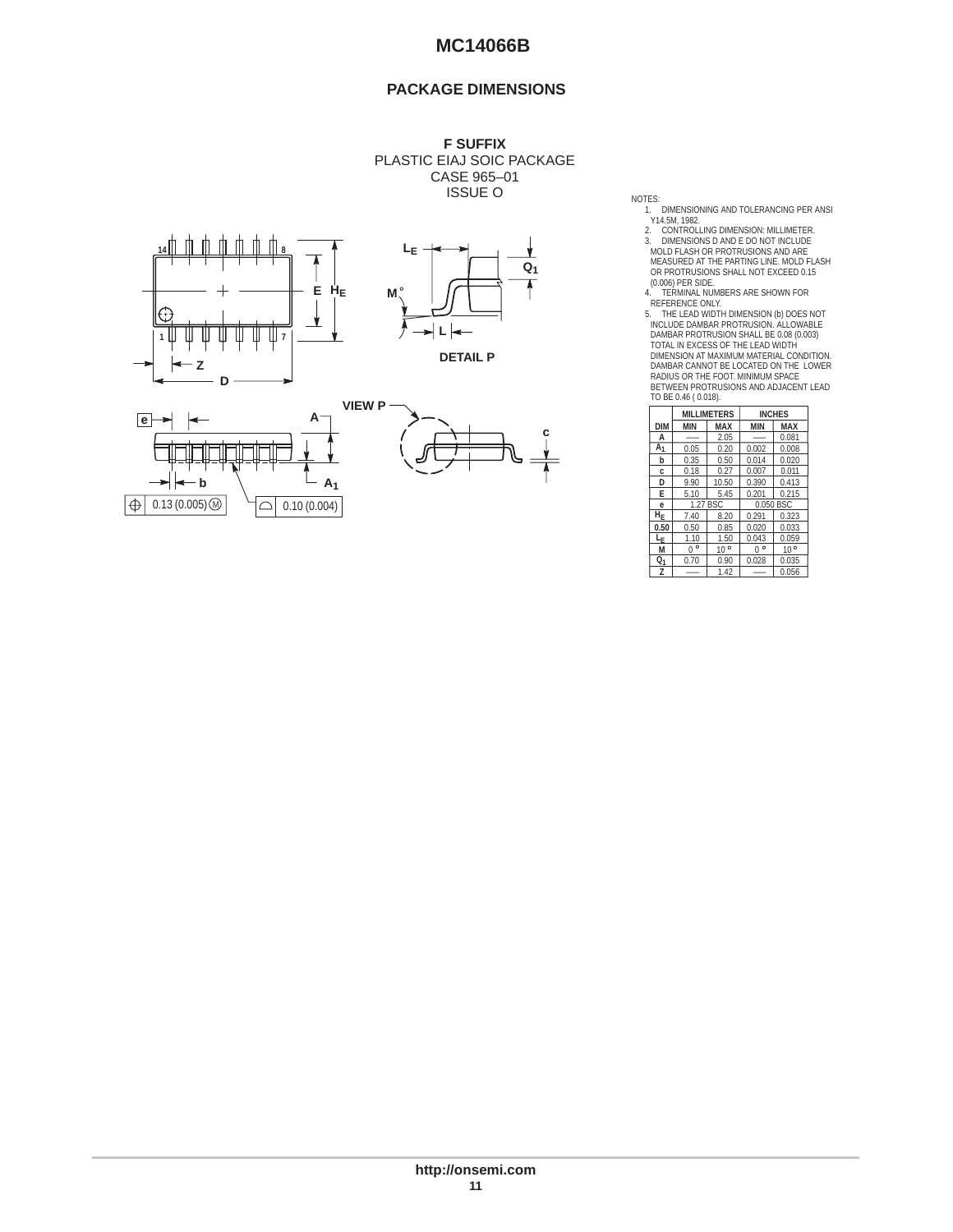## PACKAGE DIMENSIONS

**F SUFFIX**
PLASTIC EIAJ SOIC PACKAGE
CASE 965–01
ISSUE O

NOTES:
1. DIMENSIONING AND TOLERANCING PER ANSI Y14.5M, 1982.
2. CONTROLLING DIMENSION: MILLIMETER.
3. DIMENSIONS D AND E DO NOT INCLUDE MOLD FLASH OR PROTRUSIONS AND ARE MEASURED AT THE PARTING LINE. MOLD FLASH OR PROTRUSIONS SHALL NOT EXCEED 0.15 (0.006) PER SIDE.
4. TERMINAL NUMBERS ARE SHOWN FOR REFERENCE ONLY.
5. THE LEAD WIDTH DIMENSION (b) DOES NOT INCLUDE DAMBAR PROTRUSION. ALLOWABLE DAMBAR PROTRUSION SHALL BE 0.08 (0.003) TOTAL IN EXCESS OF THE LEAD WIDTH DIMENSION AT MAXIMUM MATERIAL CONDITION. DAMBAR CANNOT BE LOCATED ON THE LOWER RADIUS OR THE FOOT. MINIMUM SPACE BETWEEN PROTRUSIONS AND ADJACENT LEAD TO BE 0.46 ( 0.018).

| | MILLIMETERS | | INCHES | |
|---|---|---|---|---|
| DIM | MIN | MAX | MIN | MAX |
| A | --- | 2.05 | --- | 0.081 |
| $A_1$ | 0.05 | 0.20 | 0.002 | 0.008 |
| b | 0.35 | 0.50 | 0.014 | 0.020 |
| c | 0.18 | 0.27 | 0.007 | 0.011 |
| D | 9.90 | 10.50 | 0.390 | 0.413 |
| E | 5.10 | 5.45 | 0.201 | 0.215 |
| e | 1.27 BSC | | 0.050 BSC | |
| $H_E$ | 7.40 | 8.20 | 0.291 | 0.323 |
| 0.50 | 0.50 | 0.85 | 0.020 | 0.033 |
| $L_E$ | 1.10 | 1.50 | 0.043 | 0.059 |
| M | 0° | 10° | 0° | 10° |
| $Q_1$ | 0.70 | 0.90 | 0.028 | 0.035 |
| Z | --- | 1.42 | --- | 0.056 |

http://onsemi.com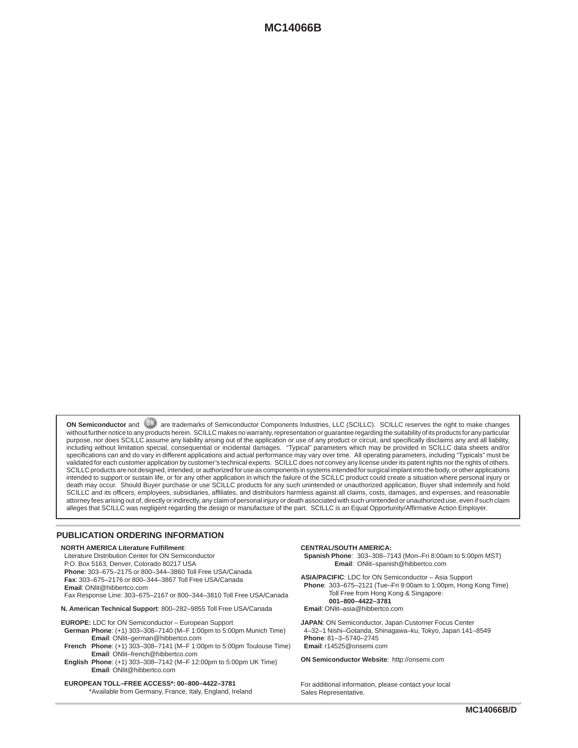**ON Semiconductor** and are trademarks of Semiconductor Components Industries, LLC (SCILLC). SCILLC reserves the right to make changes without further notice to any products herein. SCILLC makes no warranty, representation or guarantee regarding the suitability of its products for any particular purpose, nor does SCILLC assume any liability arising out of the application or use of any product or circuit, and specifically disclaims any and all liability, including without limitation special, consequential or incidental damages. "Typical" parameters which may be provided in SCILLC data sheets and/or specifications can and do vary in different applications and actual performance may vary over time. All operating parameters, including "Typicals" must be validated for each customer application by customer's technical experts. SCILLC does not convey any license under its patent rights nor the rights of others. SCILLC products are not designed, intended, or authorized for use as components in systems intended for surgical implant into the body, or other applications intended to support or sustain life, or for any other application in which the failure of the SCILLC product could create a situation where personal injury or death may occur. Should Buyer purchase or use SCILLC products for any such unintended or unauthorized application, Buyer shall indemnify and hold SCILLC and its officers, employees, subsidiaries, affiliates, and distributors harmless against all claims, costs, damages, and expenses, and reasonable attorney fees arising out of, directly or indirectly, any claim of personal injury or death associated with such unintended or unauthorized use, even if such claim alleges that SCILLC was negligent regarding the design or manufacture of the part. SCILLC is an Equal Opportunity/Affirmative Action Employer.

## PUBLICATION ORDERING INFORMATION

**NORTH AMERICA Literature Fulfillment**:
Literature Distribution Center for ON Semiconductor
P.O. Box 5163, Denver, Colorado 80217 USA
**Phone**: 303–675–2175 or 800–344–3860 Toll Free USA/Canada
**Fax**: 303–675–2176 or 800–344–3867 Toll Free USA/Canada
**Email**: ONlit@hibbertco.com
Fax Response Line: 303–675–2167 or 800–344–3810 Toll Free USA/Canada

**N. American Technical Support**: 800–282–9855 Toll Free USA/Canada

**EUROPE:** LDC for ON Semiconductor – European Support
**German Phone**: (+1) 303–308–7140 (M–F 1:00pm to 5:00pm Munich Time)
**Email**: ONlit–german@hibbertco.com
**French Phone**: (+1) 303–308–7141 (M–F 1:00pm to 5:00pm Toulouse Time)
**Email**: ONlit–french@hibbertco.com
**English Phone**: (+1) 303–308–7142 (M–F 12:00pm to 5:00pm UK Time)
**Email**: ONlit@hibbertco.com

**EUROPEAN TOLL–FREE ACCESS*: 00–800–4422–3781**
*Available from Germany, France, Italy, England, Ireland

**CENTRAL/SOUTH AMERICA:**
**Spanish Phone**: 303–308–7143 (Mon–Fri 8:00am to 5:00pm MST)
**Email**: ONlit–spanish@hibbertco.com

**ASIA/PACIFIC**: LDC for ON Semiconductor – Asia Support
**Phone**: 303–675–2121 (Tue–Fri 9:00am to 1:00pm, Hong Kong Time)
Toll Free from Hong Kong & Singapore:
**001–800–4422–3781**
**Email**: ONlit–asia@hibbertco.com

**JAPAN**: ON Semiconductor, Japan Customer Focus Center
4–32–1 Nishi–Gotanda, Shinagawa–ku, Tokyo, Japan 141–8549
**Phone**: 81–3–5740–2745
**Email**: r14525@onsemi.com

**ON Semiconductor Website**: http://onsemi.com

For additional information, please contact your local Sales Representative.

**MC14066B/D**